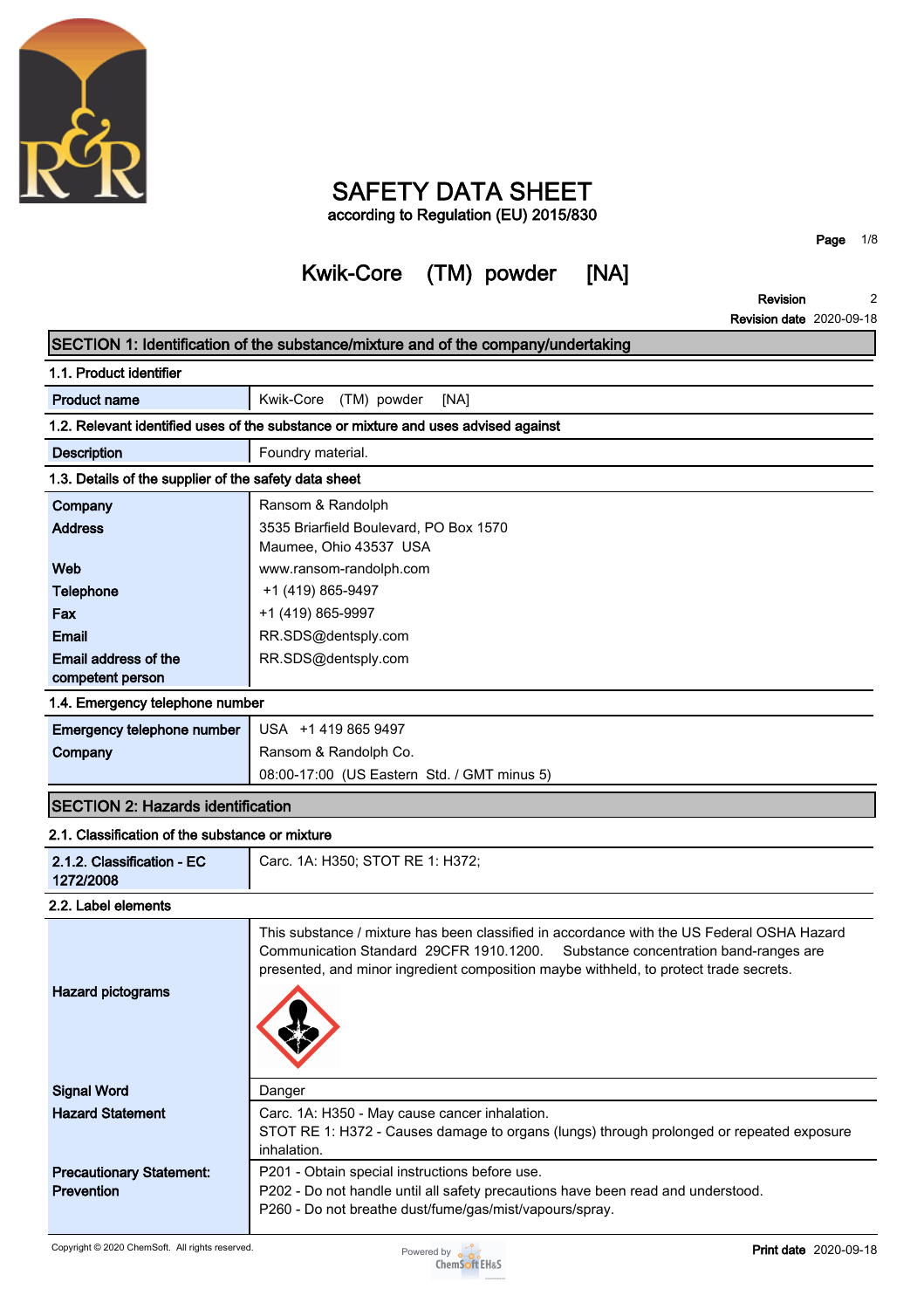# SAFETY DATA SHEET

according to Regulation (EU) 2015/830

## Kwik-Core (TM) powder [NA]

**Revision** 2
**Revision date** 2020-09-18

## SECTION 1: Identification of the substance/mixture and of the company/undertaking

### 1.1. Product identifier

| | |
|---|---|
| **Product name** | Kwik-Core (TM) powder [NA] |

### 1.2. Relevant identified uses of the substance or mixture and uses advised against

| | |
|---|---|
| **Description** | Foundry material. |

### 1.3. Details of the supplier of the safety data sheet

| | |
|---|---|
| **Company** | Ransom & Randolph |
| **Address** | 3535 Briarfield Boulevard, PO Box 1570<br>Maumee, Ohio 43537 USA |
| **Web** | www.ransom-randolph.com |
| **Telephone** | +1 (419) 865-9497 |
| **Fax** | +1 (419) 865-9997 |
| **Email** | RR.SDS@dentsply.com |
| **Email address of the competent person** | RR.SDS@dentsply.com |

### 1.4. Emergency telephone number

| | |
|---|---|
| **Emergency telephone number** | USA +1 419 865 9497 |
| **Company** | Ransom & Randolph Co.<br>08:00-17:00 (US Eastern Std. / GMT minus 5) |

## SECTION 2: Hazards identification

### 2.1. Classification of the substance or mixture

| | |
|---|---|
| **2.1.2. Classification - EC 1272/2008** | Carc. 1A: H350; STOT RE 1: H372; |

### 2.2. Label elements

| | |
|---|---|
| **Hazard pictograms** | This substance / mixture has been classified in accordance with the US Federal OSHA Hazard Communication Standard 29CFR 1910.1200. Substance concentration band-ranges are presented, and minor ingredient composition maybe withheld, to protect trade secrets. |
| **Signal Word** | Danger |
| **Hazard Statement** | Carc. 1A: H350 - May cause cancer inhalation.<br>STOT RE 1: H372 - Causes damage to organs (lungs) through prolonged or repeated exposure inhalation. |
| **Precautionary Statement: Prevention** | P201 - Obtain special instructions before use.<br>P202 - Do not handle until all safety precautions have been read and understood.<br>P260 - Do not breathe dust/fume/gas/mist/vapours/spray. |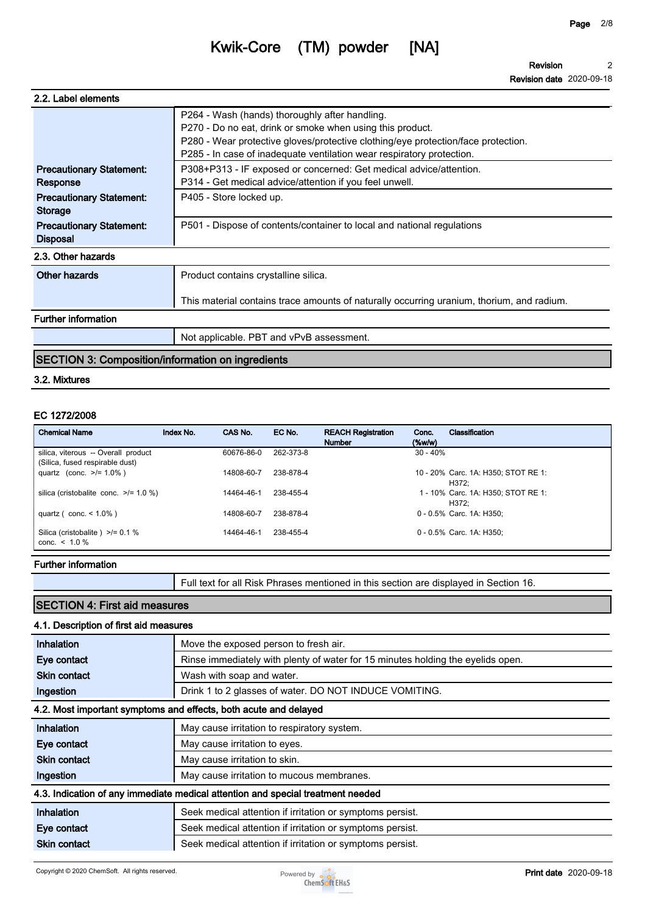### 2.2. Label elements

| | |
|---|---|
| | P264 - Wash (hands) thoroughly after handling.<br>P270 - Do no eat, drink or smoke when using this product.<br>P280 - Wear protective gloves/protective clothing/eye protection/face protection.<br>P285 - In case of inadequate ventilation wear respiratory protection. |
| **Precautionary Statement: Response** | P308+P313 - IF exposed or concerned: Get medical advice/attention.<br>P314 - Get medical advice/attention if you feel unwell. |
| **Precautionary Statement: Storage** | P405 - Store locked up. |
| **Precautionary Statement: Disposal** | P501 - Dispose of contents/container to local and national regulations |

### 2.3. Other hazards

| | |
|---|---|
| **Other hazards** | Product contains crystalline silica.<br><br>This material contains trace amounts of naturally occurring uranium, thorium, and radium. |

**Further information**

| | |
|---|---|
| | Not applicable. PBT and vPvB assessment. |

## SECTION 3: Composition/information on ingredients

### 3.2. Mixtures

**EC 1272/2008**

| Chemical Name | Index No. | CAS No. | EC No. | REACH Registration Number | Conc. (%w/w) | Classification |
|---|---|---|---|---|---|---|
| silica, viterous -- Overall product (Silica, fused respirable dust) | | 60676-86-0 | 262-373-8 | | 30 - 40% | |
| quartz (conc. >/= 1.0% ) | | 14808-60-7 | 238-878-4 | | 10 - 20% | Carc. 1A: H350; STOT RE 1: H372; |
| silica (cristobalite conc. >/= 1.0 %) | | 14464-46-1 | 238-455-4 | | 1 - 10% | Carc. 1A: H350; STOT RE 1: H372; |
| quartz ( conc. < 1.0% ) | | 14808-60-7 | 238-878-4 | | 0 - 0.5% | Carc. 1A: H350; |
| Silica (cristobalite ) >/= 0.1 % conc. < 1.0 % | | 14464-46-1 | 238-455-4 | | 0 - 0.5% | Carc. 1A: H350; |

**Further information**

| | |
|---|---|
| | Full text for all Risk Phrases mentioned in this section are displayed in Section 16. |

## SECTION 4: First aid measures

### 4.1. Description of first aid measures

| | |
|---|---|
| **Inhalation** | Move the exposed person to fresh air. |
| **Eye contact** | Rinse immediately with plenty of water for 15 minutes holding the eyelids open. |
| **Skin contact** | Wash with soap and water. |
| **Ingestion** | Drink 1 to 2 glasses of water. DO NOT INDUCE VOMITING. |

### 4.2. Most important symptoms and effects, both acute and delayed

| | |
|---|---|
| **Inhalation** | May cause irritation to respiratory system. |
| **Eye contact** | May cause irritation to eyes. |
| **Skin contact** | May cause irritation to skin. |
| **Ingestion** | May cause irritation to mucous membranes. |

### 4.3. Indication of any immediate medical attention and special treatment needed

| | |
|---|---|
| **Inhalation** | Seek medical attention if irritation or symptoms persist. |
| **Eye contact** | Seek medical attention if irritation or symptoms persist. |
| **Skin contact** | Seek medical attention if irritation or symptoms persist. |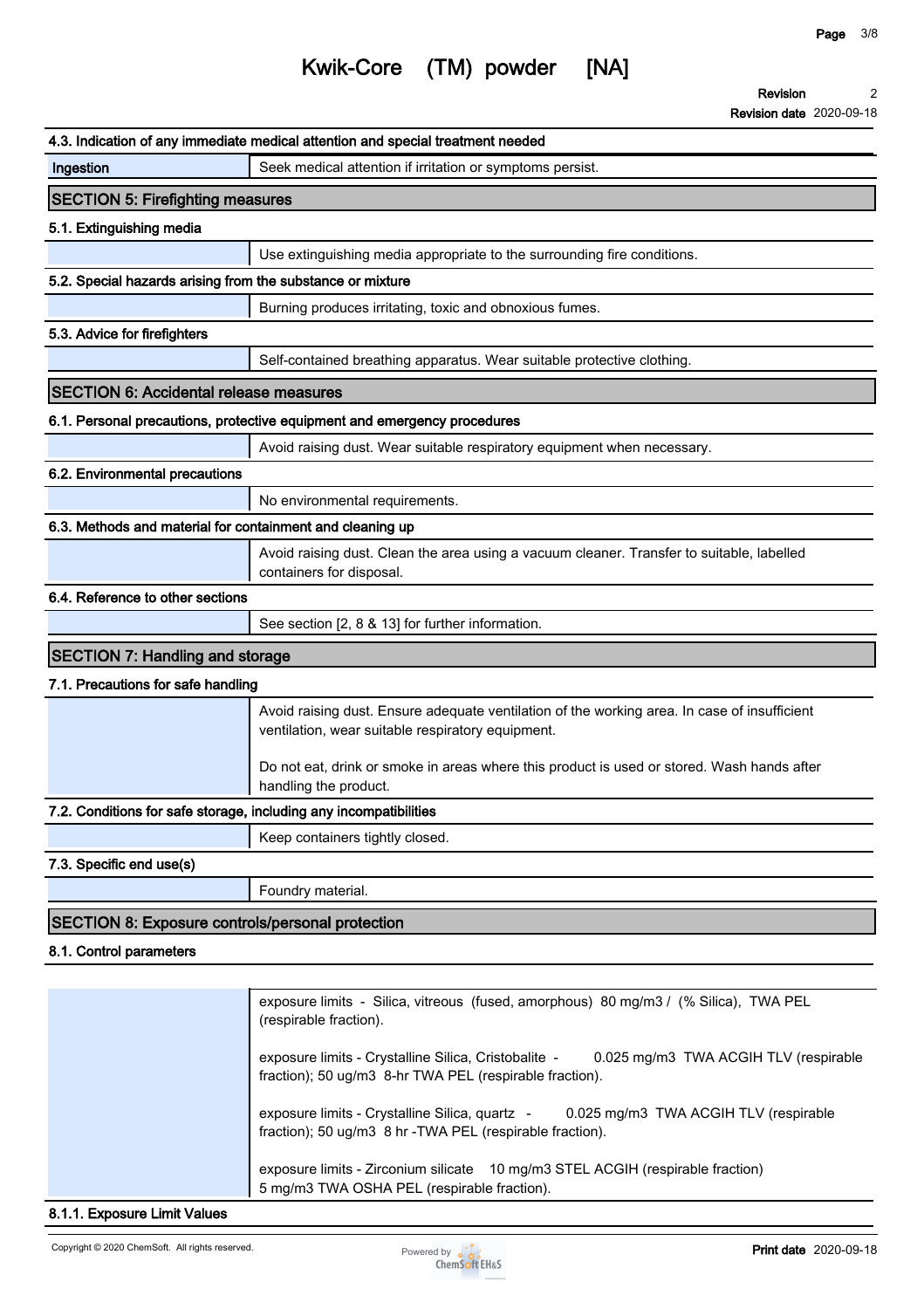### 4.3. Indication of any immediate medical attention and special treatment needed

| | |
|---|---|
| Ingestion | Seek medical attention if irritation or symptoms persist. |

## SECTION 5: Firefighting measures

### 5.1. Extinguishing media

Use extinguishing media appropriate to the surrounding fire conditions.

### 5.2. Special hazards arising from the substance or mixture

Burning produces irritating, toxic and obnoxious fumes.

### 5.3. Advice for firefighters

Self-contained breathing apparatus. Wear suitable protective clothing.

## SECTION 6: Accidental release measures

### 6.1. Personal precautions, protective equipment and emergency procedures

Avoid raising dust. Wear suitable respiratory equipment when necessary.

### 6.2. Environmental precautions

No environmental requirements.

### 6.3. Methods and material for containment and cleaning up

Avoid raising dust. Clean the area using a vacuum cleaner. Transfer to suitable, labelled containers for disposal.

### 6.4. Reference to other sections

See section [2, 8 & 13] for further information.

## SECTION 7: Handling and storage

### 7.1. Precautions for safe handling

Avoid raising dust. Ensure adequate ventilation of the working area. In case of insufficient ventilation, wear suitable respiratory equipment.

Do not eat, drink or smoke in areas where this product is used or stored. Wash hands after handling the product.

### 7.2. Conditions for safe storage, including any incompatibilities

Keep containers tightly closed.

### 7.3. Specific end use(s)

Foundry material.

## SECTION 8: Exposure controls/personal protection

### 8.1. Control parameters

exposure limits - Silica, vitreous (fused, amorphous) 80 mg/m3 / (% Silica), TWA PEL (respirable fraction).

exposure limits - Crystalline Silica, Cristobalite - 0.025 mg/m3 TWA ACGIH TLV (respirable fraction); 50 ug/m3 8-hr TWA PEL (respirable fraction).

exposure limits - Crystalline Silica, quartz - 0.025 mg/m3 TWA ACGIH TLV (respirable fraction); 50 ug/m3 8 hr -TWA PEL (respirable fraction).

exposure limits - Zirconium silicate 10 mg/m3 STEL ACGIH (respirable fraction) 5 mg/m3 TWA OSHA PEL (respirable fraction).

### 8.1.1. Exposure Limit Values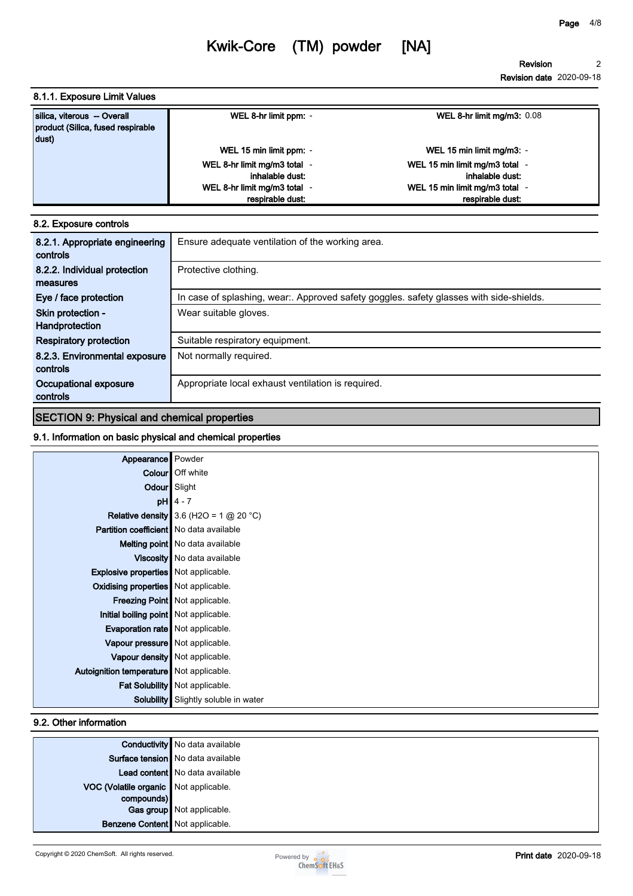#### 8.1.1. Exposure Limit Values

| silica, viterous -- Overall product (Silica, fused respirable dust) | WEL 8-hr limit ppm: - | WEL 8-hr limit mg/m3: 0.08 |
|---|---|---|
| | WEL 15 min limit ppm: - | WEL 15 min limit mg/m3: - |
| | WEL 8-hr limit mg/m3 total inhalable dust: - | WEL 15 min limit mg/m3 total inhalable dust: - |
| | WEL 8-hr limit mg/m3 total respirable dust: - | WEL 15 min limit mg/m3 total respirable dust: - |

#### 8.2. Exposure controls

| | |
|---|---|
| **8.2.1. Appropriate engineering controls** | Ensure adequate ventilation of the working area. |
| **8.2.2. Individual protection measures** | Protective clothing. |
| **Eye / face protection** | In case of splashing, wear:. Approved safety goggles. safety glasses with side-shields. |
| **Skin protection - Handprotection** | Wear suitable gloves. |
| **Respiratory protection** | Suitable respiratory equipment. |
| **8.2.3. Environmental exposure controls** | Not normally required. |
| **Occupational exposure controls** | Appropriate local exhaust ventilation is required. |

## SECTION 9: Physical and chemical properties

#### 9.1. Information on basic physical and chemical properties

| | |
|---|---|
| **Appearance** | Powder |
| **Colour** | Off white |
| **Odour** | Slight |
| **pH** | 4 - 7 |
| **Relative density** | 3.6 (H2O = 1 @ 20 °C) |
| **Partition coefficient** | No data available |
| **Melting point** | No data available |
| **Viscosity** | No data available |
| **Explosive properties** | Not applicable. |
| **Oxidising properties** | Not applicable. |
| **Freezing Point** | Not applicable. |
| **Initial boiling point** | Not applicable. |
| **Evaporation rate** | Not applicable. |
| **Vapour pressure** | Not applicable. |
| **Vapour density** | Not applicable. |
| **Autoignition temperature** | Not applicable. |
| **Fat Solubility** | Not applicable. |
| **Solubility** | Slightly soluble in water |

#### 9.2. Other information

| | |
|---|---|
| **Conductivity** | No data available |
| **Surface tension** | No data available |
| **Lead content** | No data available |
| **VOC (Volatile organic compounds)** | Not applicable. |
| **Gas group** | Not applicable. |
| **Benzene Content** | Not applicable. |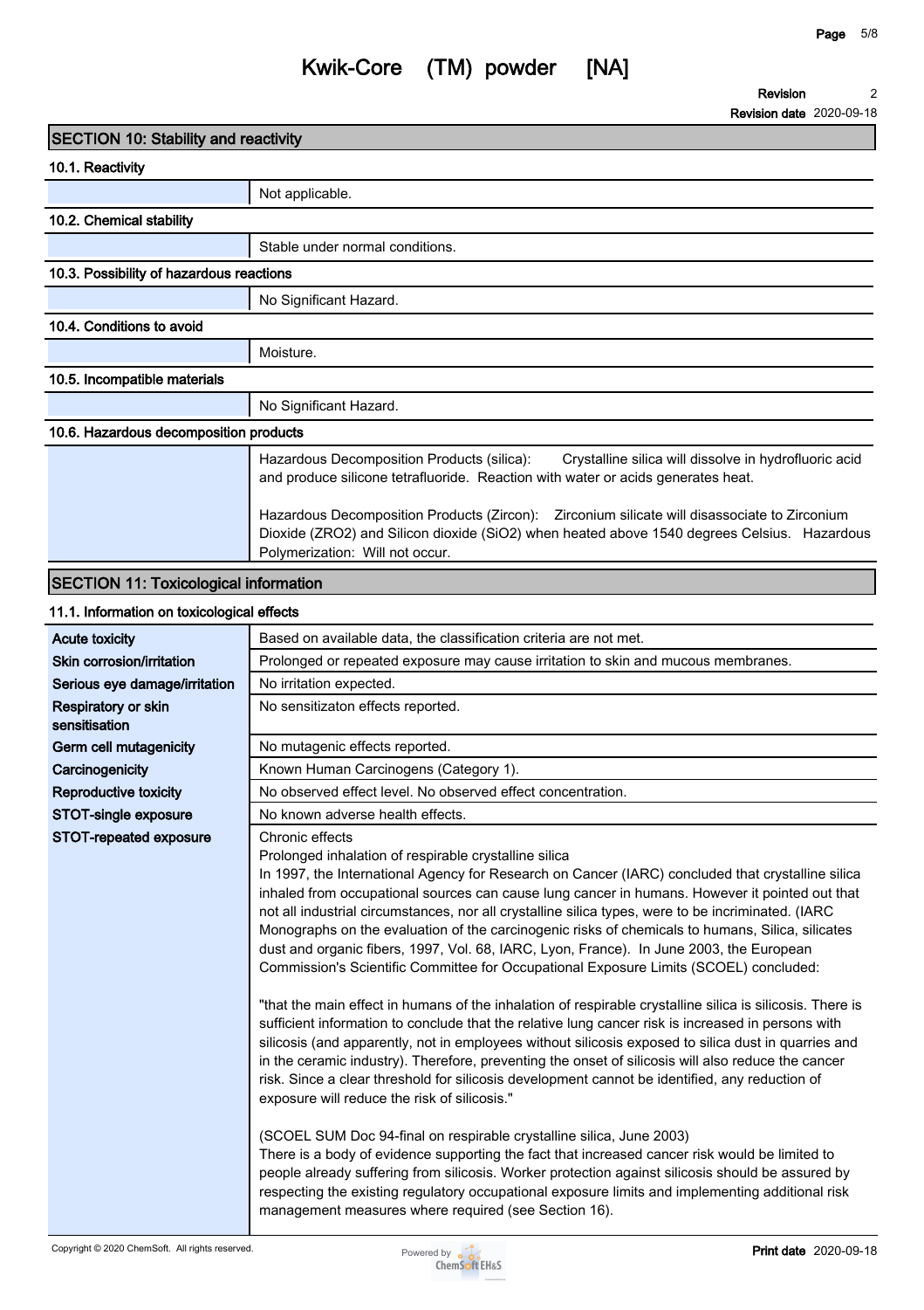# Kwik-Core (TM) powder [NA]

**Revision** 2
**Revision date** 2020-09-18

## SECTION 10: Stability and reactivity

### 10.1. Reactivity

Not applicable.

### 10.2. Chemical stability

Stable under normal conditions.

### 10.3. Possibility of hazardous reactions

No Significant Hazard.

### 10.4. Conditions to avoid

Moisture.

### 10.5. Incompatible materials

No Significant Hazard.

### 10.6. Hazardous decomposition products

Hazardous Decomposition Products (silica): Crystalline silica will dissolve in hydrofluoric acid and produce silicone tetrafluoride. Reaction with water or acids generates heat.

Hazardous Decomposition Products (Zircon): Zirconium silicate will disassociate to Zirconium Dioxide (ZRO2) and Silicon dioxide (SiO2) when heated above 1540 degrees Celsius. Hazardous Polymerization: Will not occur.

## SECTION 11: Toxicological information

### 11.1. Information on toxicological effects

| | |
|---|---|
| **Acute toxicity** | Based on available data, the classification criteria are not met. |
| **Skin corrosion/irritation** | Prolonged or repeated exposure may cause irritation to skin and mucous membranes. |
| **Serious eye damage/irritation** | No irritation expected. |
| **Respiratory or skin sensitisation** | No sensitizaton effects reported. |
| **Germ cell mutagenicity** | No mutagenic effects reported. |
| **Carcinogenicity** | Known Human Carcinogens (Category 1). |
| **Reproductive toxicity** | No observed effect level. No observed effect concentration. |
| **STOT-single exposure** | No known adverse health effects. |
| **STOT-repeated exposure** | Chronic effects<br>Prolonged inhalation of respirable crystalline silica<br>In 1997, the International Agency for Research on Cancer (IARC) concluded that crystalline silica inhaled from occupational sources can cause lung cancer in humans. However it pointed out that not all industrial circumstances, nor all crystalline silica types, were to be incriminated. (IARC Monographs on the evaluation of the carcinogenic risks of chemicals to humans, Silica, silicates dust and organic fibers, 1997, Vol. 68, IARC, Lyon, France). In June 2003, the European Commission's Scientific Committee for Occupational Exposure Limits (SCOEL) concluded:<br><br>"that the main effect in humans of the inhalation of respirable crystalline silica is silicosis. There is sufficient information to conclude that the relative lung cancer risk is increased in persons with silicosis (and apparently, not in employees without silicosis exposed to silica dust in quarries and in the ceramic industry). Therefore, preventing the onset of silicosis will also reduce the cancer risk. Since a clear threshold for silicosis development cannot be identified, any reduction of exposure will reduce the risk of silicosis."<br><br>(SCOEL SUM Doc 94-final on respirable crystalline silica, June 2003)<br>There is a body of evidence supporting the fact that increased cancer risk would be limited to people already suffering from silicosis. Worker protection against silicosis should be assured by respecting the existing regulatory occupational exposure limits and implementing additional risk management measures where required (see Section 16). |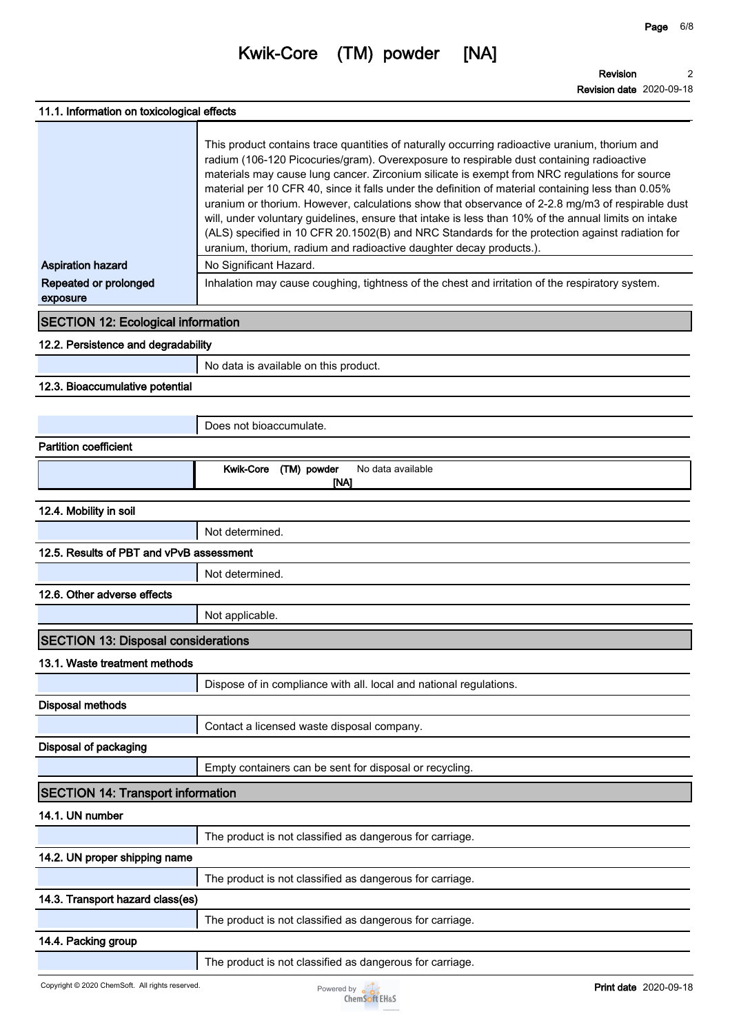### 11.1. Information on toxicological effects

| | |
|---|---|
| | This product contains trace quantities of naturally occurring radioactive uranium, thorium and radium (106-120 Picocuries/gram). Overexposure to respirable dust containing radioactive materials may cause lung cancer. Zirconium silicate is exempt from NRC regulations for source material per 10 CFR 40, since it falls under the definition of material containing less than 0.05% uranium or thorium. However, calculations show that observance of 2-2.8 mg/m3 of respirable dust will, under voluntary guidelines, ensure that intake is less than 10% of the annual limits on intake (ALS) specified in 10 CFR 20.1502(B) and NRC Standards for the protection against radiation for uranium, thorium, radium and radioactive daughter decay products.). |
| **Aspiration hazard** | No Significant Hazard. |
| **Repeated or prolonged exposure** | Inhalation may cause coughing, tightness of the chest and irritation of the respiratory system. |

## SECTION 12: Ecological information

### 12.2. Persistence and degradability

No data is available on this product.

### 12.3. Bioaccumulative potential

Does not bioaccumulate.

**Partition coefficient**

| | |
|---|---|
| **Kwik-Core (TM) powder [NA]** | No data available |

### 12.4. Mobility in soil

Not determined.

### 12.5. Results of PBT and vPvB assessment

Not determined.

### 12.6. Other adverse effects

Not applicable.

## SECTION 13: Disposal considerations

### 13.1. Waste treatment methods

Dispose of in compliance with all. local and national regulations.

**Disposal methods**

Contact a licensed waste disposal company.

**Disposal of packaging**

Empty containers can be sent for disposal or recycling.

## SECTION 14: Transport information

### 14.1. UN number

The product is not classified as dangerous for carriage.

### 14.2. UN proper shipping name

The product is not classified as dangerous for carriage.

### 14.3. Transport hazard class(es)

The product is not classified as dangerous for carriage.

### 14.4. Packing group

The product is not classified as dangerous for carriage.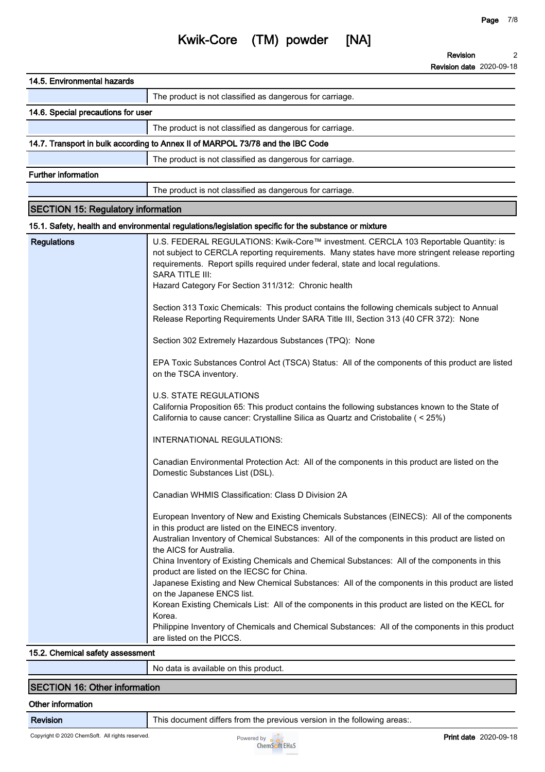### 14.5. Environmental hazards

| | |
|---|---|
| | The product is not classified as dangerous for carriage. |

### 14.6. Special precautions for user

| | |
|---|---|
| | The product is not classified as dangerous for carriage. |

### 14.7. Transport in bulk according to Annex II of MARPOL 73/78 and the IBC Code

| | |
|---|---|
| | The product is not classified as dangerous for carriage. |

### Further information

| | |
|---|---|
| | The product is not classified as dangerous for carriage. |

## SECTION 15: Regulatory information

### 15.1. Safety, health and environmental regulations/legislation specific for the substance or mixture

**Regulations**

U.S. FEDERAL REGULATIONS: Kwik-Core™ investment. CERCLA 103 Reportable Quantity: is not subject to CERCLA reporting requirements. Many states have more stringent release reporting requirements. Report spills required under federal, state and local regulations.
SARA TITLE III:
Hazard Category For Section 311/312: Chronic health

Section 313 Toxic Chemicals: This product contains the following chemicals subject to Annual Release Reporting Requirements Under SARA Title III, Section 313 (40 CFR 372): None

Section 302 Extremely Hazardous Substances (TPQ): None

EPA Toxic Substances Control Act (TSCA) Status: All of the components of this product are listed on the TSCA inventory.

U.S. STATE REGULATIONS
California Proposition 65: This product contains the following substances known to the State of California to cause cancer: Crystalline Silica as Quartz and Cristobalite ( < 25%)

INTERNATIONAL REGULATIONS:

Canadian Environmental Protection Act: All of the components in this product are listed on the Domestic Substances List (DSL).

Canadian WHMIS Classification: Class D Division 2A

European Inventory of New and Existing Chemicals Substances (EINECS): All of the components in this product are listed on the EINECS inventory.
Australian Inventory of Chemical Substances: All of the components in this product are listed on the AICS for Australia.
China Inventory of Existing Chemicals and Chemical Substances: All of the components in this product are listed on the IECSC for China.
Japanese Existing and New Chemical Substances: All of the components in this product are listed on the Japanese ENCS list.
Korean Existing Chemicals List: All of the components in this product are listed on the KECL for Korea.
Philippine Inventory of Chemicals and Chemical Substances: All of the components in this product are listed on the PICCS.

### 15.2. Chemical safety assessment

| | |
|---|---|
| | No data is available on this product. |

## SECTION 16: Other information

### Other information

| | |
|---|---|
| **Revision** | This document differs from the previous version in the following areas:. |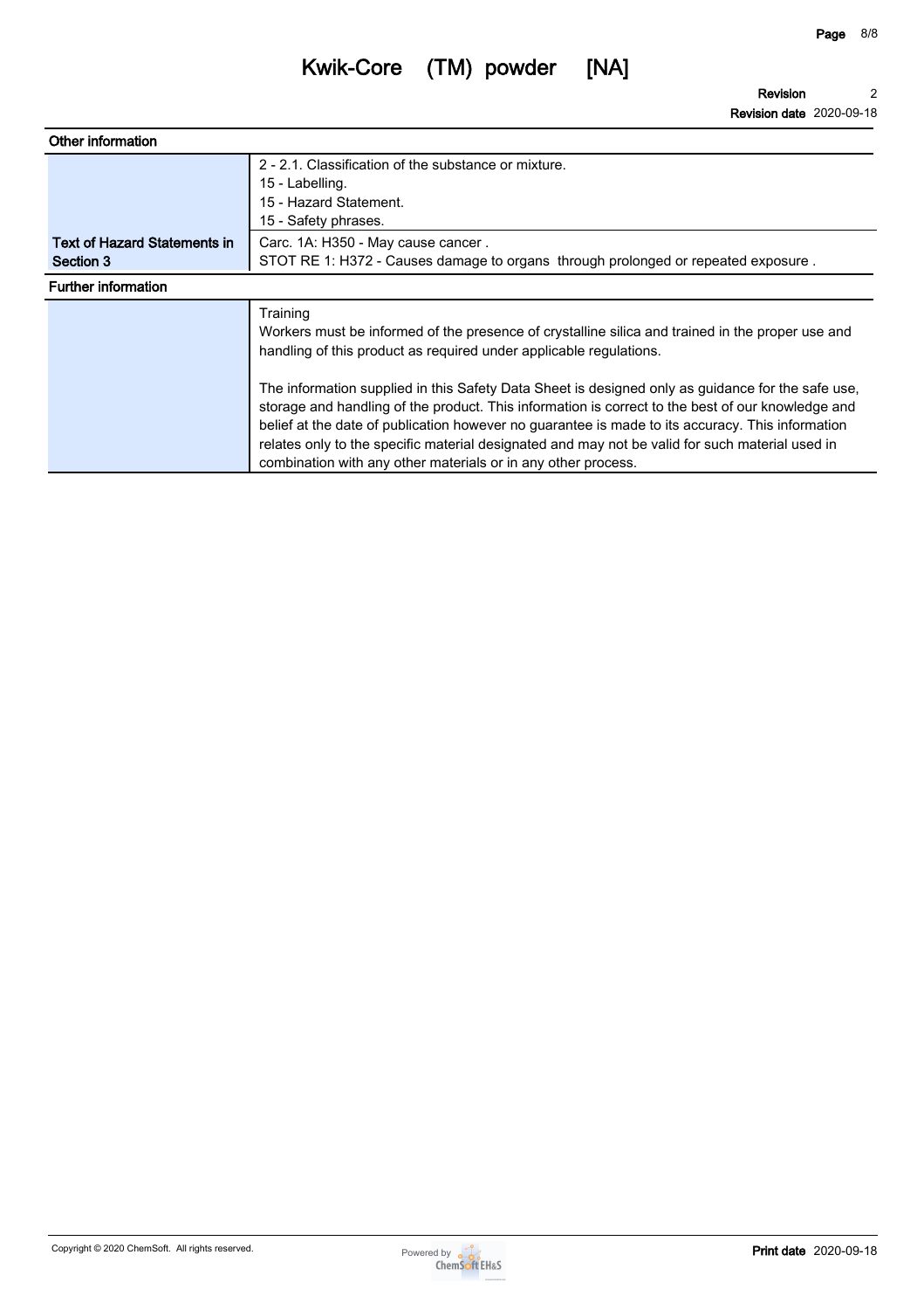## Other information

| | |
|---|---|
| | 2 - 2.1. Classification of the substance or mixture.<br>15 - Labelling.<br>15 - Hazard Statement.<br>15 - Safety phrases. |
| **Text of Hazard Statements in Section 3** | Carc. 1A: H350 - May cause cancer .<br>STOT RE 1: H372 - Causes damage to organs through prolonged or repeated exposure . |

## Further information

| | |
|---|---|
| | Training<br>Workers must be informed of the presence of crystalline silica and trained in the proper use and handling of this product as required under applicable regulations.<br><br>The information supplied in this Safety Data Sheet is designed only as guidance for the safe use, storage and handling of the product. This information is correct to the best of our knowledge and belief at the date of publication however no guarantee is made to its accuracy. This information relates only to the specific material designated and may not be valid for such material used in combination with any other materials or in any other process. |